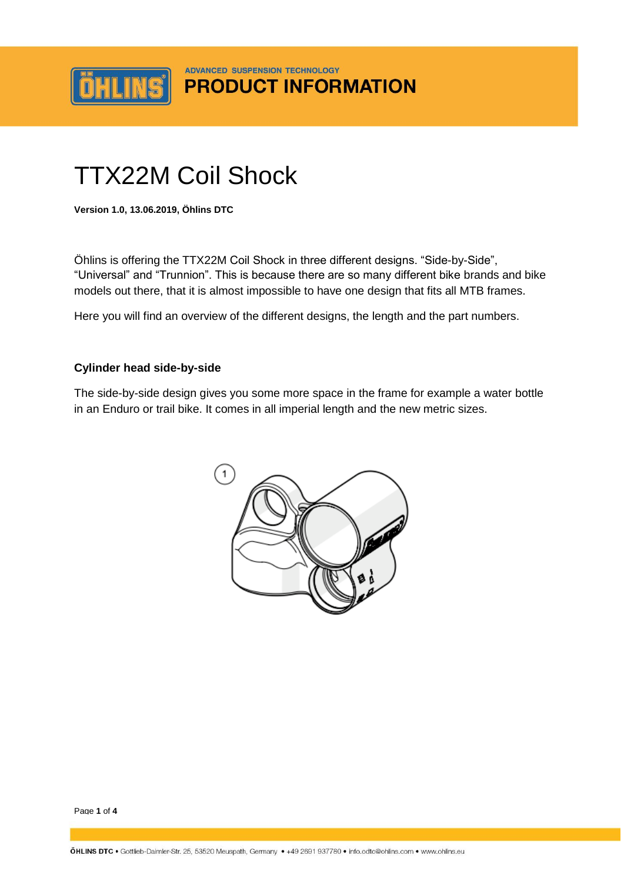ADVANCED SUSPENSION TECHNOLOGY

**PRODUCT INFORMATION**

# TTX22M Coil Shock

**Version 1.0, 13.06.2019, Öhlins DTC**

Öhlins is offering the TTX22M Coil Shock in three different designs. “Side-by-Side”, “Universal” and “Trunnion”. This is because there are so many different bike brands and bike models out there, that it is almost impossible to have one design that fits all MTB frames.

Here you will find an overview of the different designs, the length and the part numbers.

### Cylinder head side-by-side

The side-by-side design gives you some more space in the frame for example a water bottle in an Enduro or trail bike. It comes in all imperial length and the new metric sizes.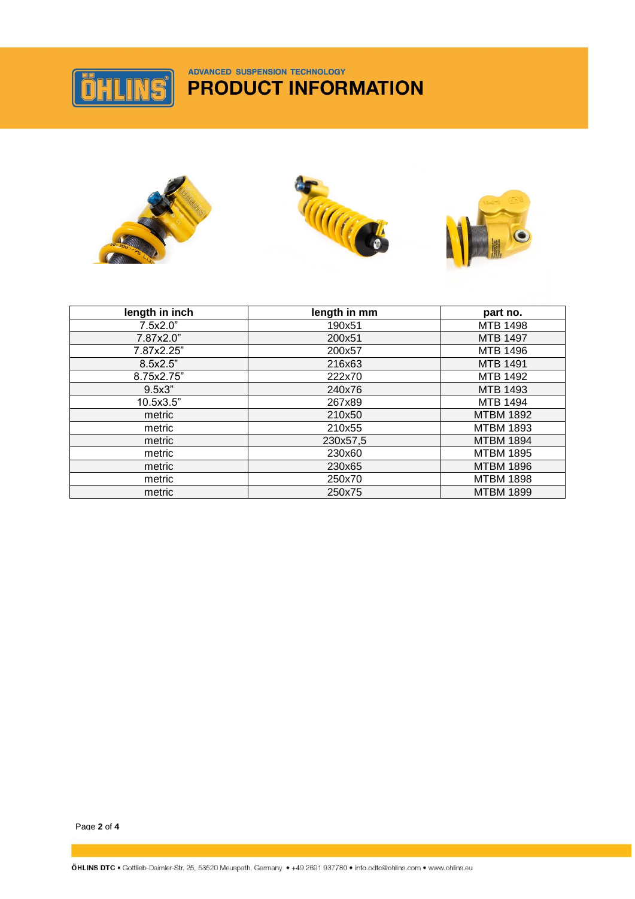| length in inch | length in mm | part no. |
|---|---|---|
| 7.5x2.0” | 190x51 | MTB 1498 |
| 7.87x2.0” | 200x51 | MTB 1497 |
| 7.87x2.25” | 200x57 | MTB 1496 |
| 8.5x2.5” | 216x63 | MTB 1491 |
| 8.75x2.75” | 222x70 | MTB 1492 |
| 9.5x3” | 240x76 | MTB 1493 |
| 10.5x3.5” | 267x89 | MTB 1494 |
| metric | 210x50 | MTBM 1892 |
| metric | 210x55 | MTBM 1893 |
| metric | 230x57,5 | MTBM 1894 |
| metric | 230x60 | MTBM 1895 |
| metric | 230x65 | MTBM 1896 |
| metric | 250x70 | MTBM 1898 |
| metric | 250x75 | MTBM 1899 |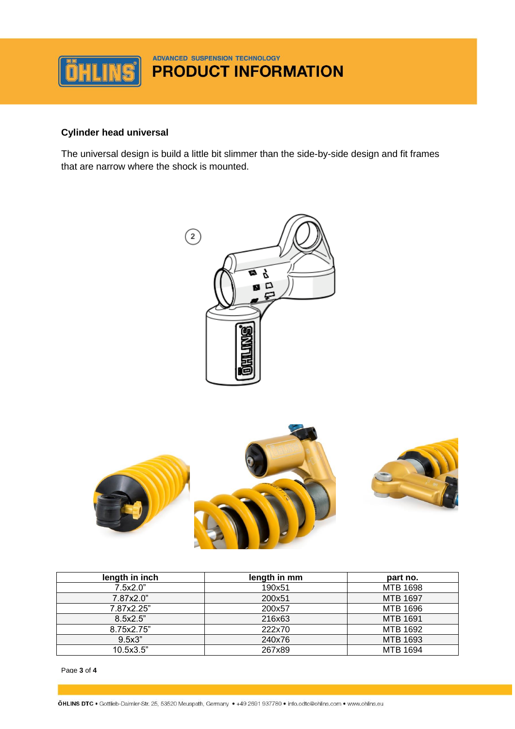## Cylinder head universal

The universal design is build a little bit slimmer than the side-by-side design and fit frames that are narrow where the shock is mounted.

| length in inch | length in mm | part no. |
|---|---|---|
| 7.5x2.0” | 190x51 | MTB 1698 |
| 7.87x2.0” | 200x51 | MTB 1697 |
| 7.87x2.25” | 200x57 | MTB 1696 |
| 8.5x2.5” | 216x63 | MTB 1691 |
| 8.75x2.75” | 222x70 | MTB 1692 |
| 9.5x3” | 240x76 | MTB 1693 |
| 10.5x3.5” | 267x89 | MTB 1694 |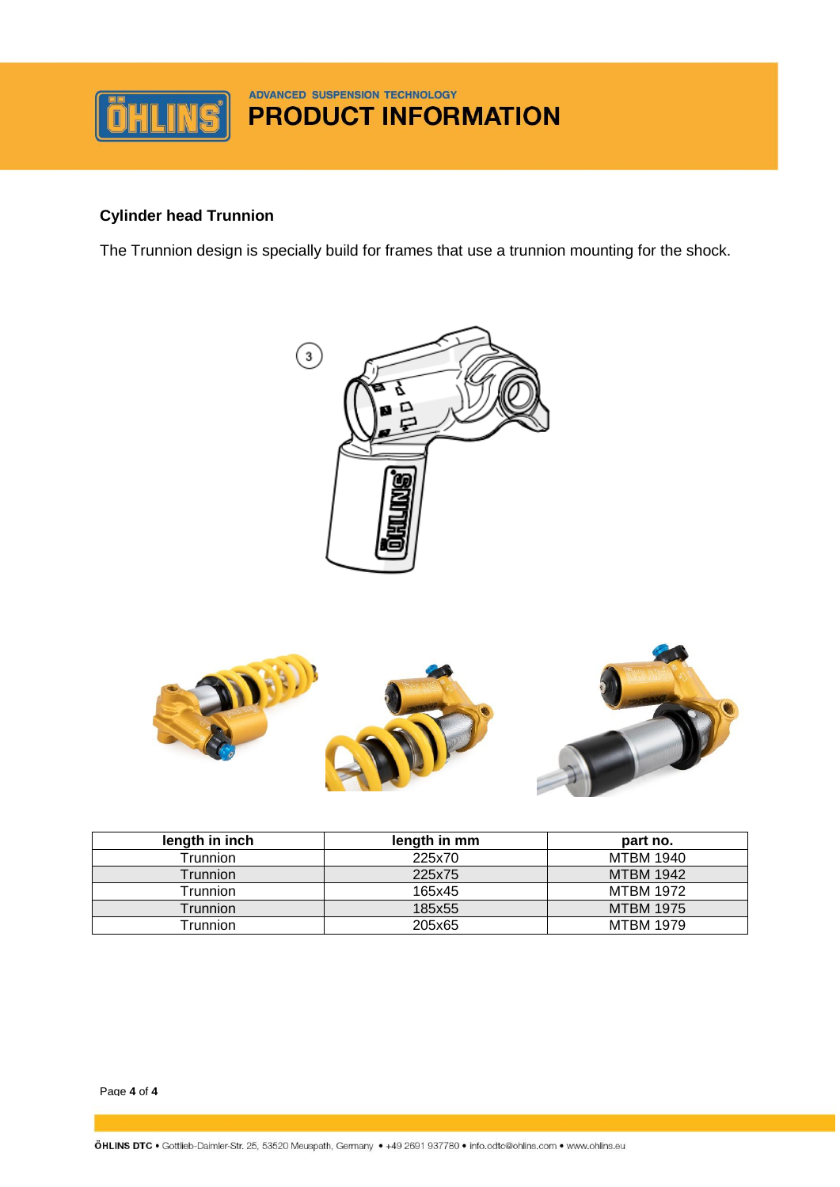### Cylinder head Trunnion

The Trunnion design is specially build for frames that use a trunnion mounting for the shock.

| length in inch | length in mm | part no. |
|---|---|---|
| Trunnion | 225x70 | MTBM 1940 |
| Trunnion | 225x75 | MTBM 1942 |
| Trunnion | 165x45 | MTBM 1972 |
| Trunnion | 185x55 | MTBM 1975 |
| Trunnion | 205x65 | MTBM 1979 |

ÖHLINS DTC • Gottlieb-Daimler-Str. 25, 53520 Meuspath, Germany • +49 2691 937780 • info.odtc@ohlins.com • www.ohlins.eu